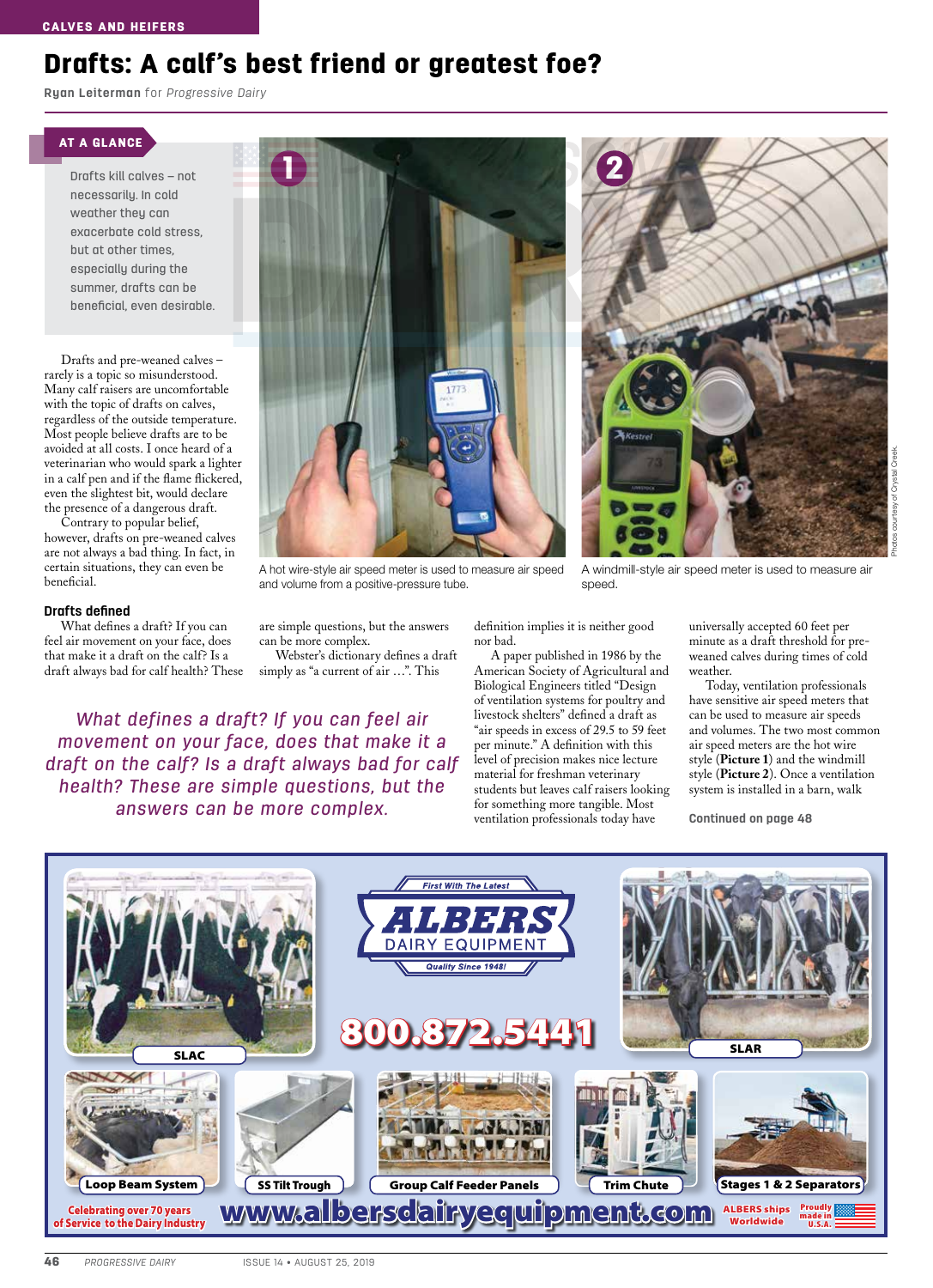CALVES AND HEIFERS

# Drafts: A calf's best friend or greatest foe?

**Ryan Leiterman** for *Progressive Dairy*

**AT A GLANCE**

Drafts kill calves – not necessarily. In cold weather they can exacerbate cold stress, but at other times, especially during the summer, drafts can be beneficial, even desirable.

Drafts and pre-weaned calves – rarely is a topic so misunderstood. Many calf raisers are uncomfortable with the topic of drafts on calves, regardless of the outside temperature. Most people believe drafts are to be avoided at all costs. I once heard of a veterinarian who would spark a lighter in a calf pen and if the flame flickered, even the slightest bit, would declare the presence of a dangerous draft.

Contrary to popular belief, however, drafts on pre-weaned calves are not always a bad thing. In fact, in certain situations, they can even be beneficial.

A hot wire-style air speed meter is used to measure air speed and volume from a positive-pressure tube.

A windmill-style air speed meter is used to measure air speed.

Photos courtesy of Crystal Creek.

## Drafts defined

What defines a draft? If you can feel air movement on your face, does that make it a draft on the calf? Is a draft always bad for calf health? These are simple questions, but the answers can be more complex.

Webster's dictionary defines a draft simply as "a current of air …". This definition implies it is neither good nor bad.

*What defines a draft? If you can feel air movement on your face, does that make it a draft on the calf? Is a draft always bad for calf health? These are simple questions, but the answers can be more complex.*

A paper published in 1986 by the American Society of Agricultural and Biological Engineers titled "Design of ventilation systems for poultry and livestock shelters" defined a draft as "air speeds in excess of 29.5 to 59 feet per minute." A definition with this level of precision makes nice lecture material for freshman veterinary students but leaves calf raisers looking for something more tangible. Most ventilation professionals today have universally accepted 60 feet per minute as a draft threshold for pre-weaned calves during times of cold weather.

Today, ventilation professionals have sensitive air speed meters that can be used to measure air speeds and volumes. The two most common air speed meters are the hot wire style (**Picture 1**) and the windmill style (**Picture 2**). Once a ventilation system is installed in a barn, walk

**Continued on page 48**

---

**ALBERS DAIRY EQUIPMENT** — First With The Latest — Quality Since 1948!

800.872.5441

SLAC | SLAR | Loop Beam System | SS Tilt Trough | Group Calf Feeder Panels | Trim Chute | Stages 1 & 2 Separators

Celebrating over 70 years of Service to the Dairy Industry

www.albersdairyequipment.com

ALBERS ships Worldwide — Proudly made in U.S.A.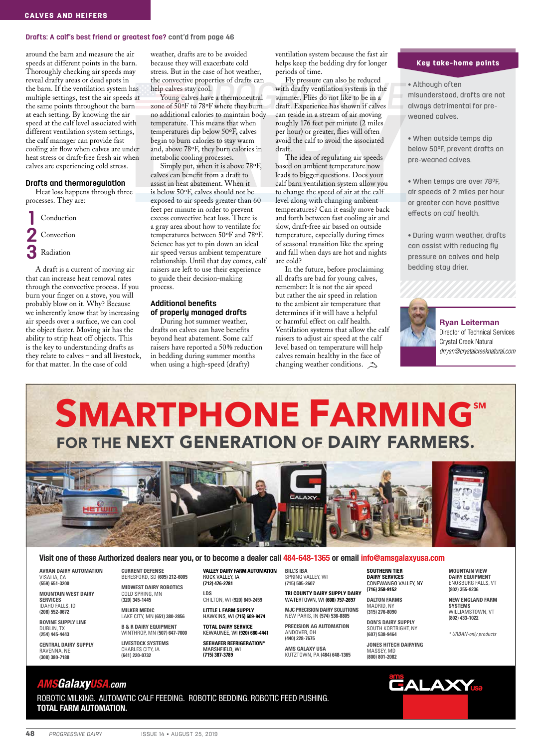CALVES AND HEIFERS

**Drafts: A calf's best friend or greatest foe?** cont'd from page 46

around the barn and measure the air speeds at different points in the barn. Thoroughly checking air speeds may reveal drafty areas or dead spots in the barn. If the ventilation system has multiple settings, test the air speeds at the same points throughout the barn at each setting. By knowing the air speed at the calf level associated with different ventilation system settings, the calf manager can provide fast cooling air flow when calves are under heat stress or draft-free fresh air when calves are experiencing cold stress.

### Drafts and thermoregulation

Heat loss happens through three processes. They are:

1. Conduction
2. Convection
3. Radiation

A draft is a current of moving air that can increase heat removal rates through the convective process. If you burn your finger on a stove, you will probably blow on it. Why? Because we inherently know that by increasing air speeds over a surface, we can cool the object faster. Moving air has the ability to strip heat off objects. This is the key to understanding drafts as they relate to calves – and all livestock, for that matter. In the case of cold weather, drafts are to be avoided because they will exacerbate cold stress. But in the case of hot weather, the convective properties of drafts can help calves stay cool.

Young calves have a thermoneutral zone of 50ºF to 78ºF where they burn no additional calories to maintain body temperature. This means that when temperatures dip below 50ºF, calves begin to burn calories to stay warm and, above 78ºF, they burn calories in metabolic cooling processes.

Simply put, when it is above 78ºF, calves can benefit from a draft to assist in heat abatement. When it is below 50ºF, calves should not be exposed to air speeds greater than 60 feet per minute in order to prevent excess convective heat loss. There is a gray area about how to ventilate for temperatures between 50ºF and 78ºF. Science has yet to pin down an ideal air speed versus ambient temperature relationship. Until that day comes, calf raisers are left to use their experience to guide their decision-making process.

### Additional benefits of properly managed drafts

During hot summer weather, drafts on calves can have benefits beyond heat abatement. Some calf raisers have reported a 50% reduction in bedding during summer months when using a high-speed (drafty) ventilation system because the fast air helps keep the bedding dry for longer periods of time.

Fly pressure can also be reduced with drafty ventilation systems in the summer. Flies do not like to be in a draft. Experience has shown if calves can reside in a stream of air moving roughly 176 feet per minute (2 miles per hour) or greater, flies will often avoid the calf to avoid the associated draft.

The idea of regulating air speeds based on ambient temperature now leads to bigger questions. Does your calf barn ventilation system allow you to change the speed of air at the calf level along with changing ambient temperatures? Can it easily move back and forth between fast cooling air and slow, draft-free air based on outside temperature, especially during times of seasonal transition like the spring and fall when days are hot and nights are cold?

In the future, before proclaiming all drafts are bad for young calves, remember: It is not the air speed but rather the air speed in relation to the ambient air temperature that determines if it will have a helpful or harmful effect on calf health. Ventilation systems that allow the calf raisers to adjust air speed at the calf level based on temperature will help calves remain healthy in the face of changing weather conditions.

### Key take-home points

- Although often misunderstood, drafts are not always detrimental for pre-weaned calves.
- When outside temps dip below 50ºF, prevent drafts on pre-weaned calves.
- When temps are over 78ºF, air speeds of 2 miles per hour or greater can have positive effects on calf health.
- During warm weather, drafts can assist with reducing fly pressure on calves and help bedding stay drier.

**Ryan Leiterman**
Director of Technical Services
Crystal Creek Natural
*drryan@crystalcreeknatural.com*

---

# SMARTPHONE FARMING℠
## FOR THE NEXT GENERATION OF DAIRY FARMERS.

**Visit one of these Authorized dealers near you, or to become a dealer call 484-648-1365 or email info@amsgalaxyusa.com**

**AVRAN DAIRY AUTOMATION**
VISALIA, CA
(559) 651-3200

**MOUNTAIN WEST DAIRY SERVICES**
IDAHO FALLS, ID
(208) 552-0672

**BOVINE SUPPLY LINE**
DUBLIN, TX
(254) 445-4443

**CENTRAL DAIRY SUPPLY**
RAVENNA, NE
(308) 380-7188

**CURRENT DEFENSE**
BERESFORD, SD (605) 212-6005

**MIDWEST DAIRY ROBOTICS**
COLD SPRING, MN
(320) 345-1445

**MILKER MEDIC**
LAKE CITY, MN (651) 380-2856

**B & R DAIRY EQUIPMENT**
WINTHROP, MN (507) 647-7000

**LIVESTOCK SYSTEMS**
CHARLES CITY, IA
(641) 220-0732

**VALLEY DAIRY FARM AUTOMATION**
ROCK VALLEY, IA
(712) 476-2781

**LDS**
CHILTON, WI (920) 849-2459

**LITTLE L FARM SUPPLY**
HAWKINS, WI (715) 609-9474

**TOTAL DAIRY SERVICE**
KEWAUNEE, WI (920) 680-4441

**SEEHAFER REFRIGERATION***
MARSHFIELD, WI
(715) 387-3789

**BILL'S IBA**
SPRING VALLEY, WI
(715) 505-2607

**TRI COUNTY DAIRY SUPPLY DAIRY**
WATERTOWN, WI (608) 757-2697

**MJC PRECISION DAIRY SOLUTIONS**
NEW PARIS, IN (574) 536-8805

**PRECISION AG AUTOMATION**
ANDOVER, OH
(440) 228-7675

**AMS GALAXY USA**
KUTZTOWN, PA (484) 648-1365

**SOUTHERN TIER DAIRY SERVICES**
CONEWANGO VALLEY, NY
(716) 358-9152

**DALTON FARMS**
MADRID, NY
(315) 276-8090

**DON'S DAIRY SUPPLY**
SOUTH KORTRIGHT, NY
(607) 538-9464

**JONES HITECH DAIRYING**
MASSEY, MD
(800) 801-2082

**MOUNTAIN VIEW DAIRY EQUIPMENT**
ENOSBURG FALLS, VT
(802) 355-9236

**NEW ENGLAND FARM SYSTEMS**
WILLIAMSTOWN, VT
(802) 433-1022

*\* URBAN-only products*

**AMSGalaxyUSA.com**

ROBOTIC MILKING. AUTOMATIC CALF FEEDING. ROBOTIC BEDDING. ROBOTIC FEED PUSHING.
**TOTAL FARM AUTOMATION.**

ams GALAXY usa